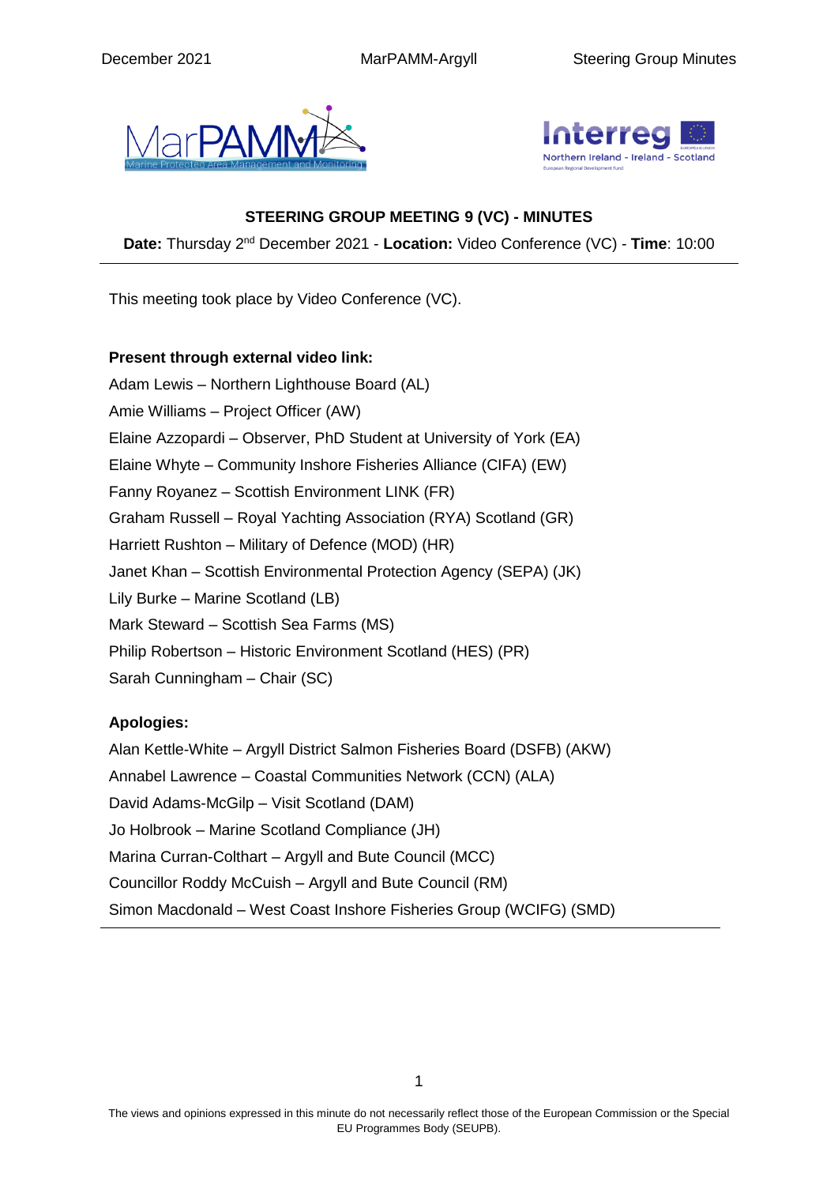## STEERING GROUP MEETING 9 (VC) - MINUTES

**Date:** Thursday 2nd December 2021 - **Location:** Video Conference (VC) - **Time**: 10:00

---

This meeting took place by Video Conference (VC).

**Present through external video link:**

Adam Lewis – Northern Lighthouse Board (AL)
Amie Williams – Project Officer (AW)
Elaine Azzopardi – Observer, PhD Student at University of York (EA)
Elaine Whyte – Community Inshore Fisheries Alliance (CIFA) (EW)
Fanny Royanez – Scottish Environment LINK (FR)
Graham Russell – Royal Yachting Association (RYA) Scotland (GR)
Harriett Rushton – Military of Defence (MOD) (HR)
Janet Khan – Scottish Environmental Protection Agency (SEPA) (JK)
Lily Burke – Marine Scotland (LB)
Mark Steward – Scottish Sea Farms (MS)
Philip Robertson – Historic Environment Scotland (HES) (PR)
Sarah Cunningham – Chair (SC)

**Apologies:**

Alan Kettle-White – Argyll District Salmon Fisheries Board (DSFB) (AKW)
Annabel Lawrence – Coastal Communities Network (CCN) (ALA)
David Adams-McGilp – Visit Scotland (DAM)
Jo Holbrook – Marine Scotland Compliance (JH)
Marina Curran-Colthart – Argyll and Bute Council (MCC)
Councillor Roddy McCuish – Argyll and Bute Council (RM)
Simon Macdonald – West Coast Inshore Fisheries Group (WCIFG) (SMD)

---

The views and opinions expressed in this minute do not necessarily reflect those of the European Commission or the Special EU Programmes Body (SEUPB).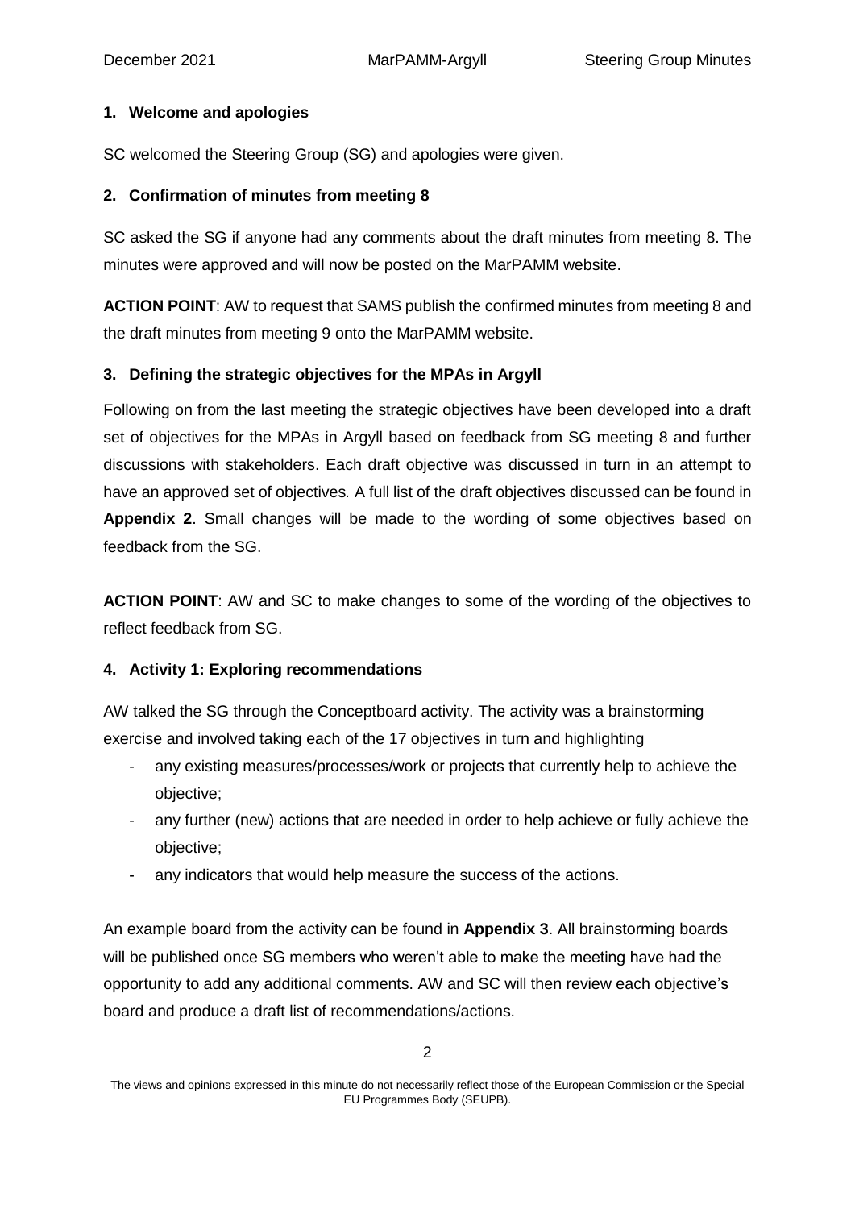## 1. Welcome and apologies

SC welcomed the Steering Group (SG) and apologies were given.

## 2. Confirmation of minutes from meeting 8

SC asked the SG if anyone had any comments about the draft minutes from meeting 8. The minutes were approved and will now be posted on the MarPAMM website.

**ACTION POINT**: AW to request that SAMS publish the confirmed minutes from meeting 8 and the draft minutes from meeting 9 onto the MarPAMM website.

## 3. Defining the strategic objectives for the MPAs in Argyll

Following on from the last meeting the strategic objectives have been developed into a draft set of objectives for the MPAs in Argyll based on feedback from SG meeting 8 and further discussions with stakeholders. Each draft objective was discussed in turn in an attempt to have an approved set of objectives. A full list of the draft objectives discussed can be found in **Appendix 2**. Small changes will be made to the wording of some objectives based on feedback from the SG.

**ACTION POINT**: AW and SC to make changes to some of the wording of the objectives to reflect feedback from SG.

## 4. Activity 1: Exploring recommendations

AW talked the SG through the Conceptboard activity. The activity was a brainstorming exercise and involved taking each of the 17 objectives in turn and highlighting

- any existing measures/processes/work or projects that currently help to achieve the objective;
- any further (new) actions that are needed in order to help achieve or fully achieve the objective;
- any indicators that would help measure the success of the actions.

An example board from the activity can be found in **Appendix 3**. All brainstorming boards will be published once SG members who weren't able to make the meeting have had the opportunity to add any additional comments. AW and SC will then review each objective's board and produce a draft list of recommendations/actions.

The views and opinions expressed in this minute do not necessarily reflect those of the European Commission or the Special EU Programmes Body (SEUPB).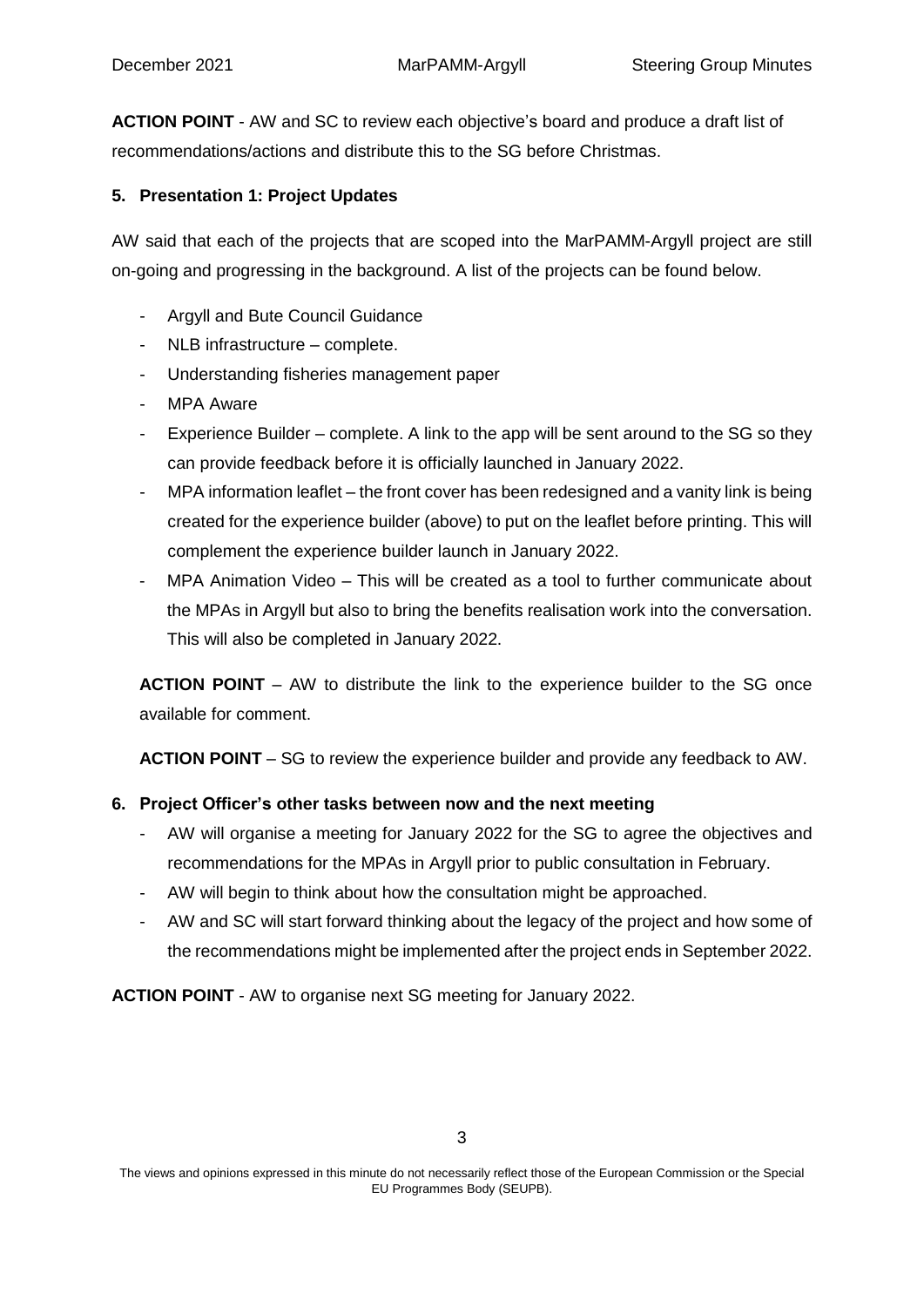**ACTION POINT** - AW and SC to review each objective's board and produce a draft list of recommendations/actions and distribute this to the SG before Christmas.

**5. Presentation 1: Project Updates**

AW said that each of the projects that are scoped into the MarPAMM-Argyll project are still on-going and progressing in the background. A list of the projects can be found below.

- Argyll and Bute Council Guidance
- NLB infrastructure – complete.
- Understanding fisheries management paper
- MPA Aware
- Experience Builder – complete. A link to the app will be sent around to the SG so they can provide feedback before it is officially launched in January 2022.
- MPA information leaflet – the front cover has been redesigned and a vanity link is being created for the experience builder (above) to put on the leaflet before printing. This will complement the experience builder launch in January 2022.
- MPA Animation Video – This will be created as a tool to further communicate about the MPAs in Argyll but also to bring the benefits realisation work into the conversation. This will also be completed in January 2022.

**ACTION POINT** – AW to distribute the link to the experience builder to the SG once available for comment.

**ACTION POINT** – SG to review the experience builder and provide any feedback to AW.

**6. Project Officer's other tasks between now and the next meeting**

- AW will organise a meeting for January 2022 for the SG to agree the objectives and recommendations for the MPAs in Argyll prior to public consultation in February.
- AW will begin to think about how the consultation might be approached.
- AW and SC will start forward thinking about the legacy of the project and how some of the recommendations might be implemented after the project ends in September 2022.

**ACTION POINT** - AW to organise next SG meeting for January 2022.

The views and opinions expressed in this minute do not necessarily reflect those of the European Commission or the Special EU Programmes Body (SEUPB).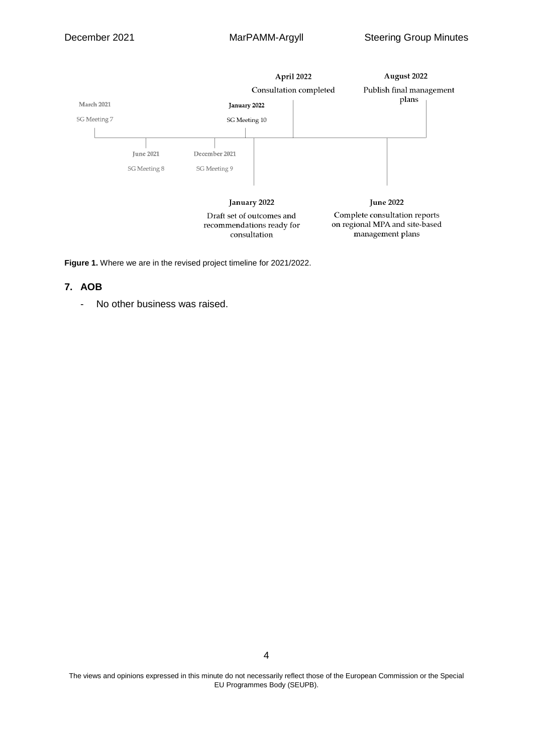March 2021

SG Meeting 7

June 2021

SG Meeting 8

December 2021

SG Meeting 9

January 2022

SG Meeting 10

January 2022

Draft set of outcomes and recommendations ready for consultation

April 2022

Consultation completed

June 2022

Complete consultation reports on regional MPA and site-based management plans

August 2022

Publish final management plans

**Figure 1.** Where we are in the revised project timeline for 2021/2022.

## 7. AOB

- No other business was raised.

The views and opinions expressed in this minute do not necessarily reflect those of the European Commission or the Special EU Programmes Body (SEUPB).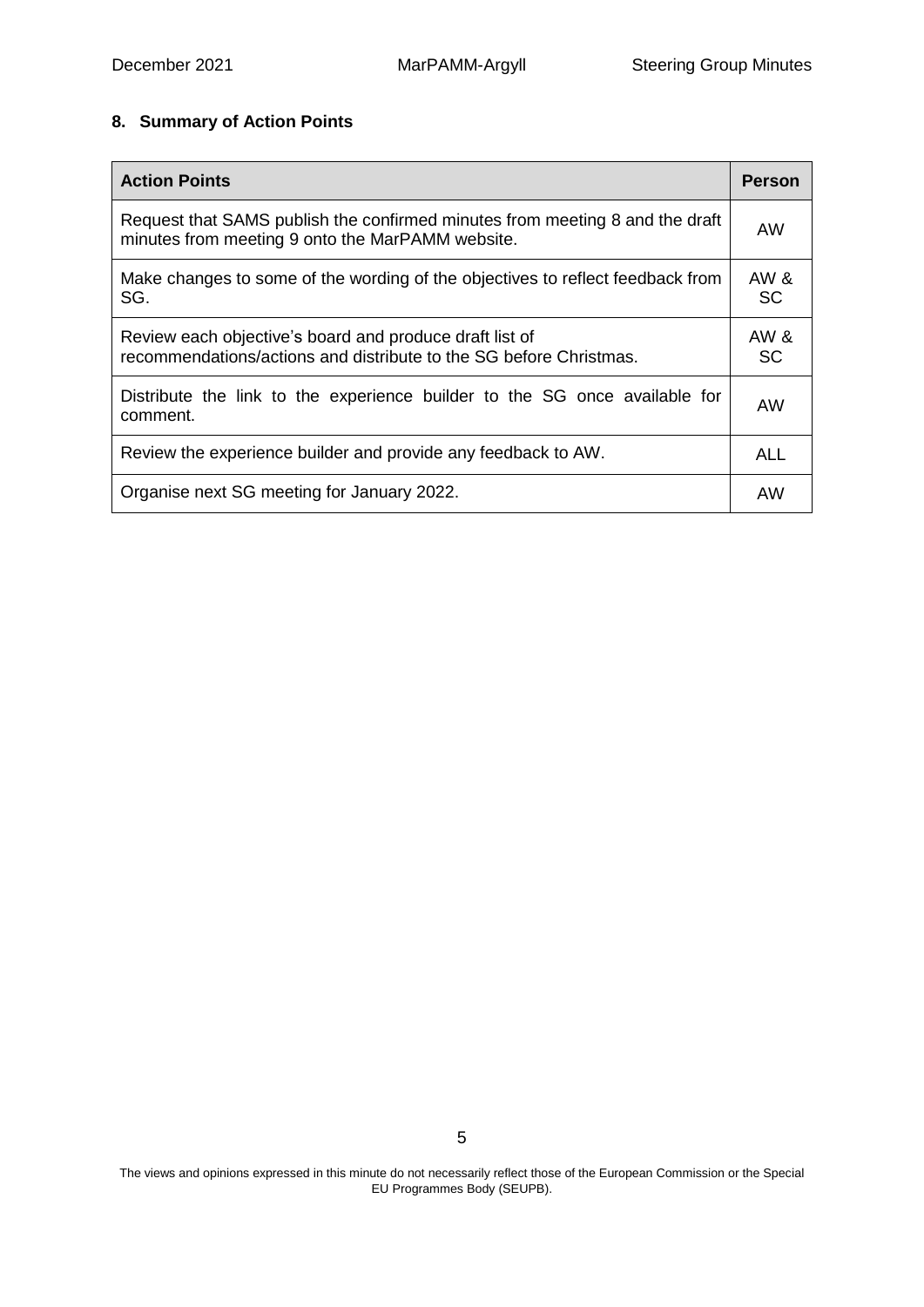## 8. Summary of Action Points

| Action Points | Person |
|---|---|
| Request that SAMS publish the confirmed minutes from meeting 8 and the draft minutes from meeting 9 onto the MarPAMM website. | AW |
| Make changes to some of the wording of the objectives to reflect feedback from SG. | AW & SC |
| Review each objective's board and produce draft list of recommendations/actions and distribute to the SG before Christmas. | AW & SC |
| Distribute the link to the experience builder to the SG once available for comment. | AW |
| Review the experience builder and provide any feedback to AW. | ALL |
| Organise next SG meeting for January 2022. | AW |

The views and opinions expressed in this minute do not necessarily reflect those of the European Commission or the Special EU Programmes Body (SEUPB).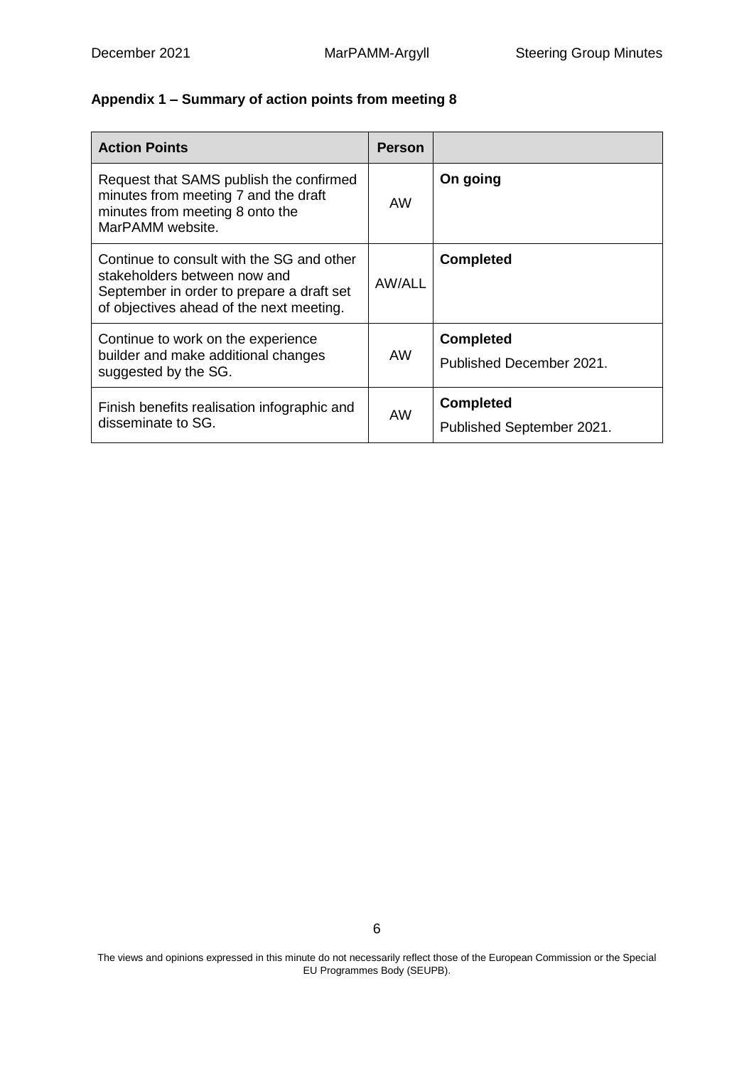**Appendix 1 – Summary of action points from meeting 8**

| **Action Points** | **Person** | |
|---|---|---|
| Request that SAMS publish the confirmed minutes from meeting 7 and the draft minutes from meeting 8 onto the MarPAMM website. | AW | **On going** |
| Continue to consult with the SG and other stakeholders between now and September in order to prepare a draft set of objectives ahead of the next meeting. | AW/ALL | **Completed** |
| Continue to work on the experience builder and make additional changes suggested by the SG. | AW | **Completed**<br>Published December 2021. |
| Finish benefits realisation infographic and disseminate to SG. | AW | **Completed**<br>Published September 2021. |

The views and opinions expressed in this minute do not necessarily reflect those of the European Commission or the Special EU Programmes Body (SEUPB).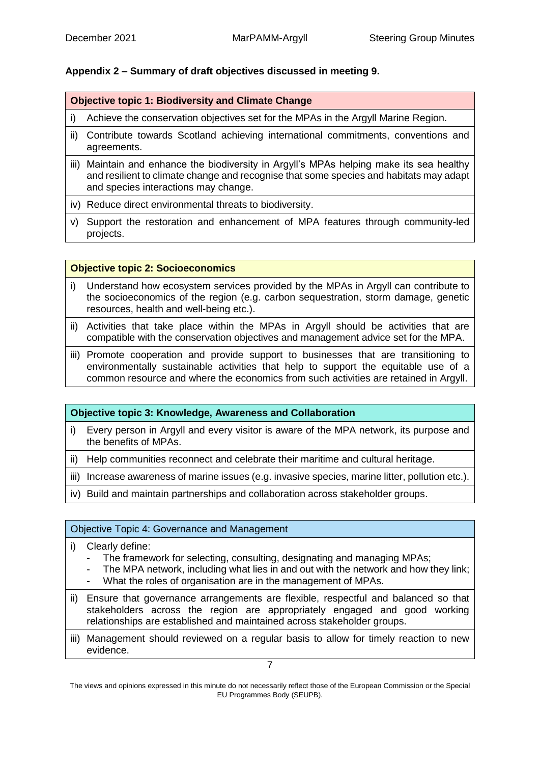## Appendix 2 – Summary of draft objectives discussed in meeting 9.

| Objective topic 1: Biodiversity and Climate Change |
|---|
| i) Achieve the conservation objectives set for the MPAs in the Argyll Marine Region. |
| ii) Contribute towards Scotland achieving international commitments, conventions and agreements. |
| iii) Maintain and enhance the biodiversity in Argyll's MPAs helping make its sea healthy and resilient to climate change and recognise that some species and habitats may adapt and species interactions may change. |
| iv) Reduce direct environmental threats to biodiversity. |
| v) Support the restoration and enhancement of MPA features through community-led projects. |

| Objective topic 2: Socioeconomics |
|---|
| i) Understand how ecosystem services provided by the MPAs in Argyll can contribute to the socioeconomics of the region (e.g. carbon sequestration, storm damage, genetic resources, health and well-being etc.). |
| ii) Activities that take place within the MPAs in Argyll should be activities that are compatible with the conservation objectives and management advice set for the MPA. |
| iii) Promote cooperation and provide support to businesses that are transitioning to environmentally sustainable activities that help to support the equitable use of a common resource and where the economics from such activities are retained in Argyll. |

| Objective topic 3: Knowledge, Awareness and Collaboration |
|---|
| i) Every person in Argyll and every visitor is aware of the MPA network, its purpose and the benefits of MPAs. |
| ii) Help communities reconnect and celebrate their maritime and cultural heritage. |
| iii) Increase awareness of marine issues (e.g. invasive species, marine litter, pollution etc.). |
| iv) Build and maintain partnerships and collaboration across stakeholder groups. |

| Objective Topic 4: Governance and Management |
|---|
| i) Clearly define:<br>- The framework for selecting, consulting, designating and managing MPAs;<br>- The MPA network, including what lies in and out with the network and how they link;<br>- What the roles of organisation are in the management of MPAs. |
| ii) Ensure that governance arrangements are flexible, respectful and balanced so that stakeholders across the region are appropriately engaged and good working relationships are established and maintained across stakeholder groups. |
| iii) Management should reviewed on a regular basis to allow for timely reaction to new evidence. |

The views and opinions expressed in this minute do not necessarily reflect those of the European Commission or the Special EU Programmes Body (SEUPB).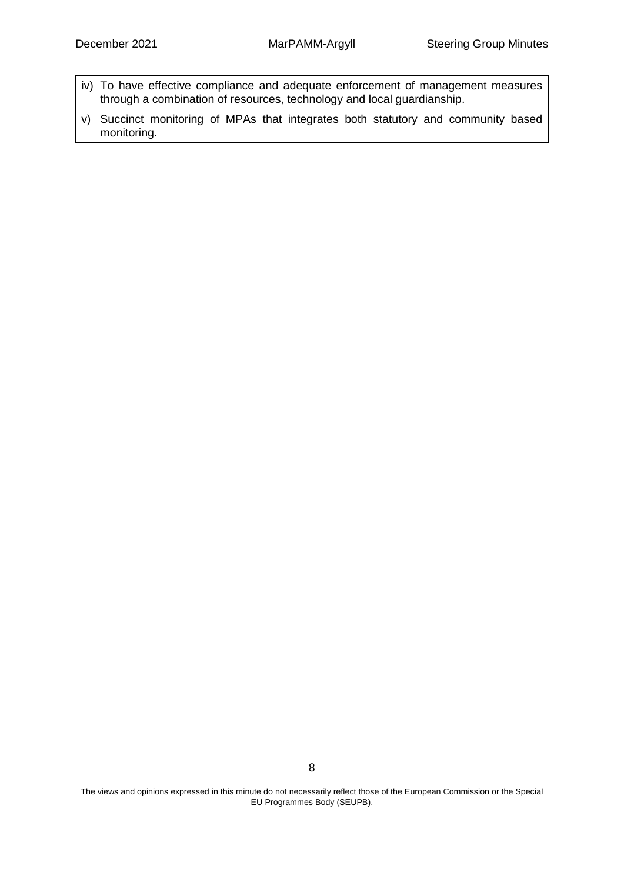| |
|---|
| iv) To have effective compliance and adequate enforcement of management measures through a combination of resources, technology and local guardianship. |
| v) Succinct monitoring of MPAs that integrates both statutory and community based monitoring. |

The views and opinions expressed in this minute do not necessarily reflect those of the European Commission or the Special EU Programmes Body (SEUPB).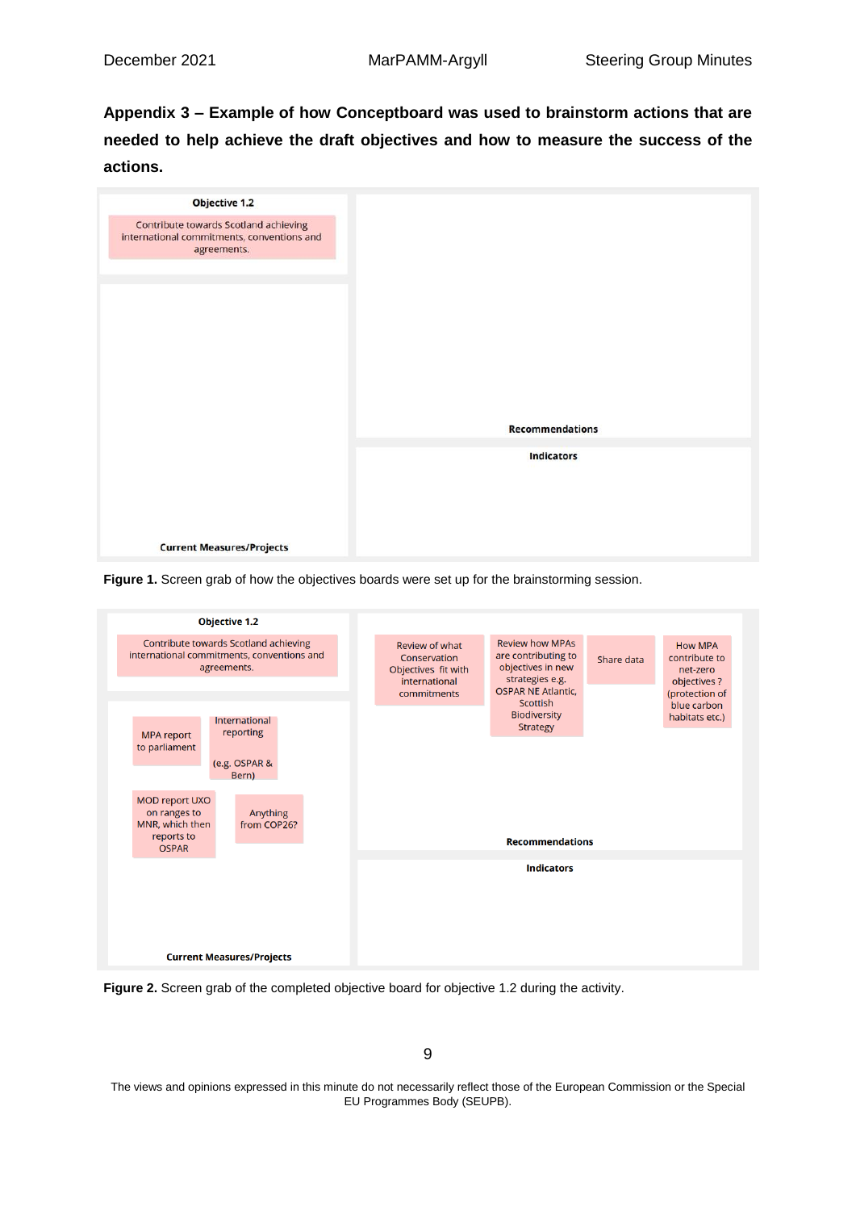**Appendix 3 – Example of how Conceptboard was used to brainstorm actions that are needed to help achieve the draft objectives and how to measure the success of the actions.**

Objective 1.2

Contribute towards Scotland achieving international commitments, conventions and agreements.

Recommendations

Indicators

Current Measures/Projects

**Figure 1.** Screen grab of how the objectives boards were set up for the brainstorming session.

Objective 1.2

Contribute towards Scotland achieving international commitments, conventions and agreements.

Review of what Conservation Objectives fit with international commitments

Review how MPAs are contributing to objectives in new strategies e.g. OSPAR NE Atlantic, Scottish Biodiversity Strategy

Share data

How MPA contribute to net-zero objectives ? (protection of blue carbon habitats etc.)

Recommendations

MPA report to parliament

International reporting (e.g. OSPAR & Bern)

MOD report UXO on ranges to MNR, which then reports to OSPAR

Anything from COP26?

Indicators

Current Measures/Projects

**Figure 2.** Screen grab of the completed objective board for objective 1.2 during the activity.

The views and opinions expressed in this minute do not necessarily reflect those of the European Commission or the Special EU Programmes Body (SEUPB).